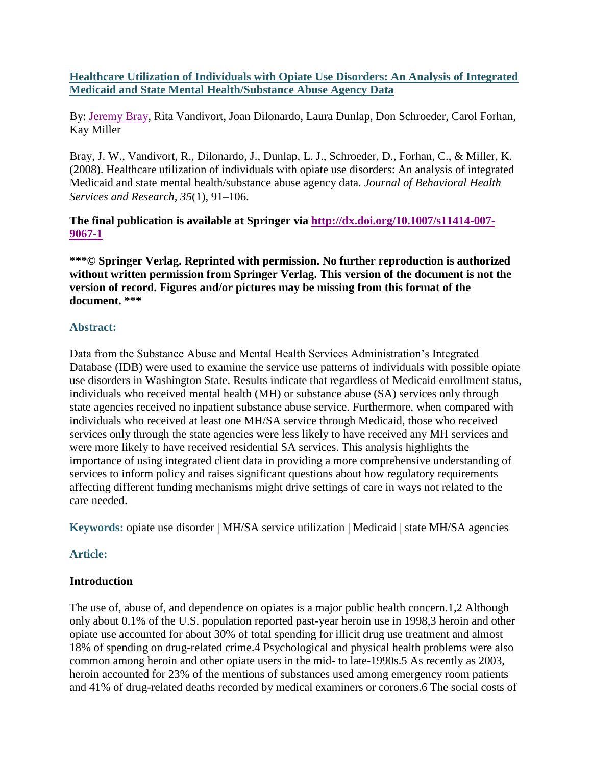# [Healthcare Utilization of Individuals with Opiate Use Disorders: An Analysis of Integrated Medicaid and State Mental Health/Substance Abuse Agency Data](http://dx.doi.org/10.1007/s11414-007-9067-1)

By: Jeremy Bray, Rita Vandivort, Joan Dilonardo, Laura Dunlap, Don Schroeder, Carol Forhan, Kay Miller

Bray, J. W., Vandivort, R., Dilonardo, J., Dunlap, L. J., Schroeder, D., Forhan, C., & Miller, K. (2008). Healthcare utilization of individuals with opiate use disorders: An analysis of integrated Medicaid and state mental health/substance abuse agency data. *Journal of Behavioral Health Services and Research, 35*(1), 91–106.

**The final publication is available at Springer via [http://dx.doi.org/10.1007/s11414-007-9067-1](http://dx.doi.org/10.1007/s11414-007-9067-1)**

**\*\*\*© Springer Verlag. Reprinted with permission. No further reproduction is authorized without written permission from Springer Verlag. This version of the document is not the version of record. Figures and/or pictures may be missing from this format of the document. \*\*\***

## Abstract:

Data from the Substance Abuse and Mental Health Services Administration's Integrated Database (IDB) were used to examine the service use patterns of individuals with possible opiate use disorders in Washington State. Results indicate that regardless of Medicaid enrollment status, individuals who received mental health (MH) or substance abuse (SA) services only through state agencies received no inpatient substance abuse service. Furthermore, when compared with individuals who received at least one MH/SA service through Medicaid, those who received services only through the state agencies were less likely to have received any MH services and were more likely to have received residential SA services. This analysis highlights the importance of using integrated client data in providing a more comprehensive understanding of services to inform policy and raises significant questions about how regulatory requirements affecting different funding mechanisms might drive settings of care in ways not related to the care needed.

**Keywords:** opiate use disorder | MH/SA service utilization | Medicaid | state MH/SA agencies

## Article:

### Introduction

The use of, abuse of, and dependence on opiates is a major public health concern.[1,2] Although only about 0.1% of the U.S. population reported past-year heroin use in 1998,[3] heroin and other opiate use accounted for about 30% of total spending for illicit drug use treatment and almost 18% of spending on drug-related crime.[4] Psychological and physical health problems were also common among heroin and other opiate users in the mid- to late-1990s.[5] As recently as 2003, heroin accounted for 23% of the mentions of substances used among emergency room patients and 41% of drug-related deaths recorded by medical examiners or coroners.[6] The social costs of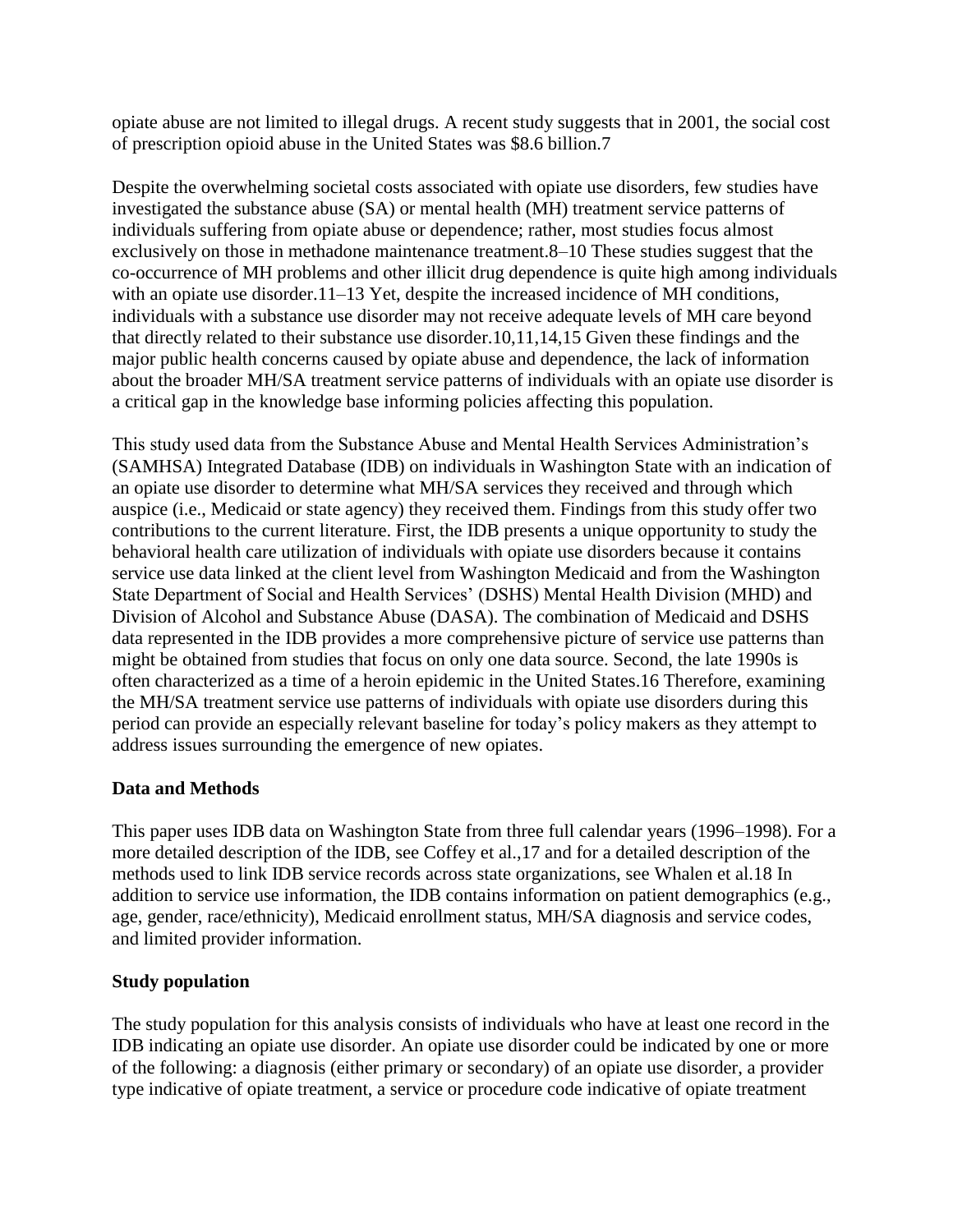opiate abuse are not limited to illegal drugs. A recent study suggests that in 2001, the social cost of prescription opioid abuse in the United States was $8.6 billion.[7]

Despite the overwhelming societal costs associated with opiate use disorders, few studies have investigated the substance abuse (SA) or mental health (MH) treatment service patterns of individuals suffering from opiate abuse or dependence; rather, most studies focus almost exclusively on those in methadone maintenance treatment.[8–10] These studies suggest that the co-occurrence of MH problems and other illicit drug dependence is quite high among individuals with an opiate use disorder.[11–13] Yet, despite the increased incidence of MH conditions, individuals with a substance use disorder may not receive adequate levels of MH care beyond that directly related to their substance use disorder.[10,11,14,15] Given these findings and the major public health concerns caused by opiate abuse and dependence, the lack of information about the broader MH/SA treatment service patterns of individuals with an opiate use disorder is a critical gap in the knowledge base informing policies affecting this population.

This study used data from the Substance Abuse and Mental Health Services Administration's (SAMHSA) Integrated Database (IDB) on individuals in Washington State with an indication of an opiate use disorder to determine what MH/SA services they received and through which auspice (i.e., Medicaid or state agency) they received them. Findings from this study offer two contributions to the current literature. First, the IDB presents a unique opportunity to study the behavioral health care utilization of individuals with opiate use disorders because it contains service use data linked at the client level from Washington Medicaid and from the Washington State Department of Social and Health Services' (DSHS) Mental Health Division (MHD) and Division of Alcohol and Substance Abuse (DASA). The combination of Medicaid and DSHS data represented in the IDB provides a more comprehensive picture of service use patterns than might be obtained from studies that focus on only one data source. Second, the late 1990s is often characterized as a time of a heroin epidemic in the United States.[16] Therefore, examining the MH/SA treatment service use patterns of individuals with opiate use disorders during this period can provide an especially relevant baseline for today's policy makers as they attempt to address issues surrounding the emergence of new opiates.

## Data and Methods

This paper uses IDB data on Washington State from three full calendar years (1996–1998). For a more detailed description of the IDB, see Coffey et al.,[17] and for a detailed description of the methods used to link IDB service records across state organizations, see Whalen et al.[18] In addition to service use information, the IDB contains information on patient demographics (e.g., age, gender, race/ethnicity), Medicaid enrollment status, MH/SA diagnosis and service codes, and limited provider information.

### Study population

The study population for this analysis consists of individuals who have at least one record in the IDB indicating an opiate use disorder. An opiate use disorder could be indicated by one or more of the following: a diagnosis (either primary or secondary) of an opiate use disorder, a provider type indicative of opiate treatment, a service or procedure code indicative of opiate treatment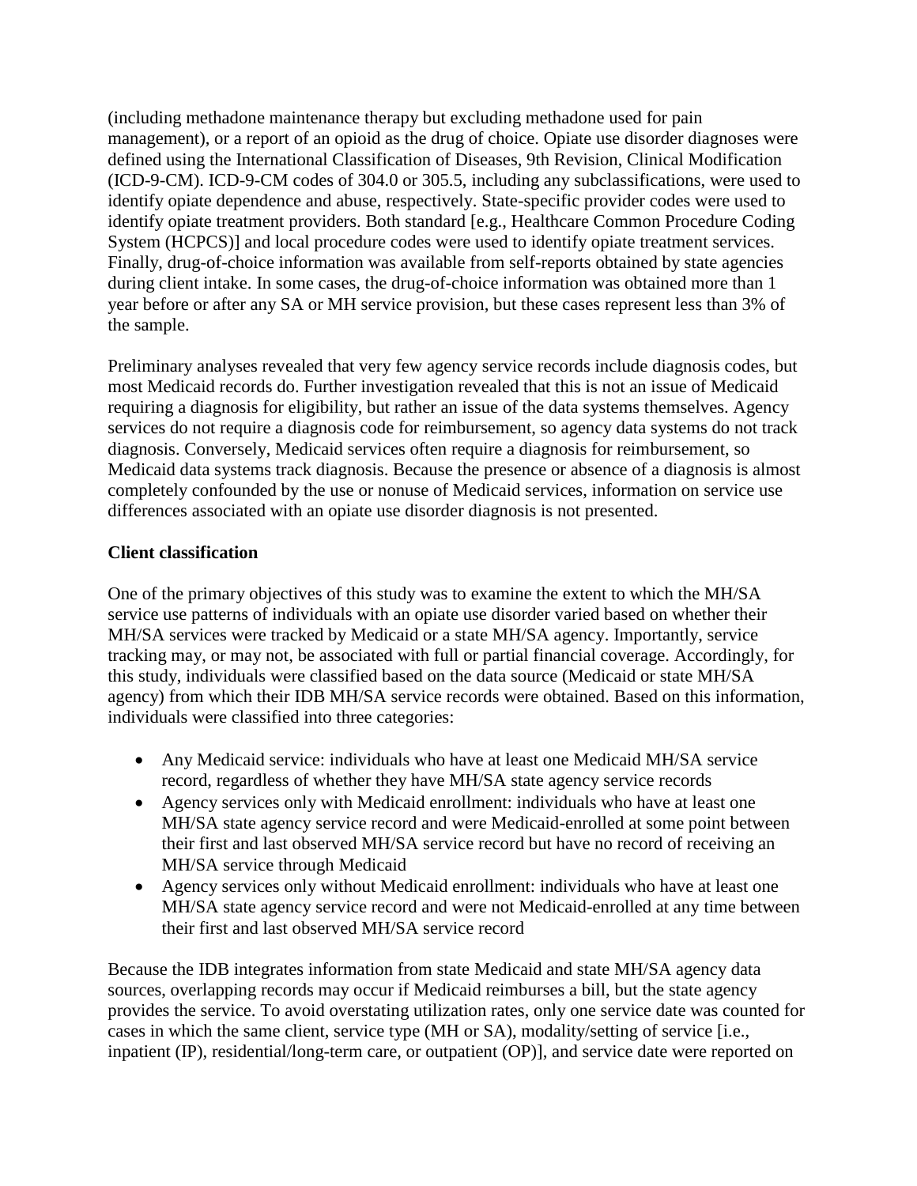(including methadone maintenance therapy but excluding methadone used for pain management), or a report of an opioid as the drug of choice. Opiate use disorder diagnoses were defined using the International Classification of Diseases, 9th Revision, Clinical Modification (ICD-9-CM). ICD-9-CM codes of 304.0 or 305.5, including any subclassifications, were used to identify opiate dependence and abuse, respectively. State-specific provider codes were used to identify opiate treatment providers. Both standard [e.g., Healthcare Common Procedure Coding System (HCPCS)] and local procedure codes were used to identify opiate treatment services. Finally, drug-of-choice information was available from self-reports obtained by state agencies during client intake. In some cases, the drug-of-choice information was obtained more than 1 year before or after any SA or MH service provision, but these cases represent less than 3% of the sample.

Preliminary analyses revealed that very few agency service records include diagnosis codes, but most Medicaid records do. Further investigation revealed that this is not an issue of Medicaid requiring a diagnosis for eligibility, but rather an issue of the data systems themselves. Agency services do not require a diagnosis code for reimbursement, so agency data systems do not track diagnosis. Conversely, Medicaid services often require a diagnosis for reimbursement, so Medicaid data systems track diagnosis. Because the presence or absence of a diagnosis is almost completely confounded by the use or nonuse of Medicaid services, information on service use differences associated with an opiate use disorder diagnosis is not presented.

**Client classification**

One of the primary objectives of this study was to examine the extent to which the MH/SA service use patterns of individuals with an opiate use disorder varied based on whether their MH/SA services were tracked by Medicaid or a state MH/SA agency. Importantly, service tracking may, or may not, be associated with full or partial financial coverage. Accordingly, for this study, individuals were classified based on the data source (Medicaid or state MH/SA agency) from which their IDB MH/SA service records were obtained. Based on this information, individuals were classified into three categories:

- Any Medicaid service: individuals who have at least one Medicaid MH/SA service record, regardless of whether they have MH/SA state agency service records
- Agency services only with Medicaid enrollment: individuals who have at least one MH/SA state agency service record and were Medicaid-enrolled at some point between their first and last observed MH/SA service record but have no record of receiving an MH/SA service through Medicaid
- Agency services only without Medicaid enrollment: individuals who have at least one MH/SA state agency service record and were not Medicaid-enrolled at any time between their first and last observed MH/SA service record

Because the IDB integrates information from state Medicaid and state MH/SA agency data sources, overlapping records may occur if Medicaid reimburses a bill, but the state agency provides the service. To avoid overstating utilization rates, only one service date was counted for cases in which the same client, service type (MH or SA), modality/setting of service [i.e., inpatient (IP), residential/long-term care, or outpatient (OP)], and service date were reported on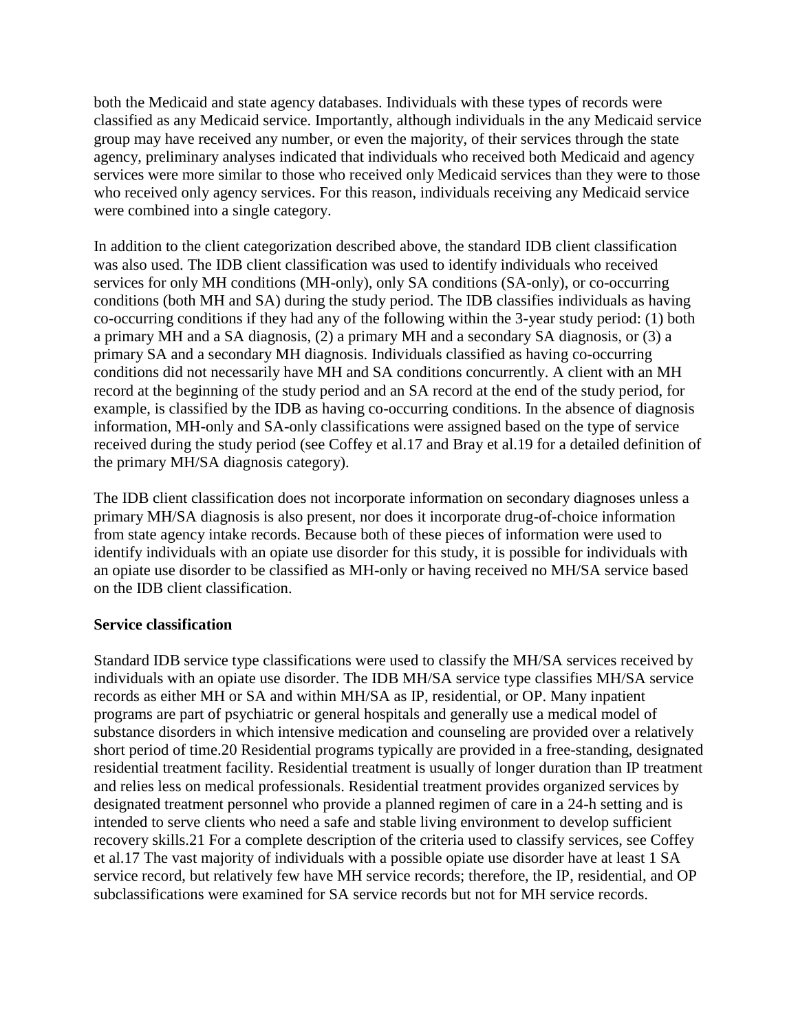both the Medicaid and state agency databases. Individuals with these types of records were classified as any Medicaid service. Importantly, although individuals in the any Medicaid service group may have received any number, or even the majority, of their services through the state agency, preliminary analyses indicated that individuals who received both Medicaid and agency services were more similar to those who received only Medicaid services than they were to those who received only agency services. For this reason, individuals receiving any Medicaid service were combined into a single category.

In addition to the client categorization described above, the standard IDB client classification was also used. The IDB client classification was used to identify individuals who received services for only MH conditions (MH-only), only SA conditions (SA-only), or co-occurring conditions (both MH and SA) during the study period. The IDB classifies individuals as having co-occurring conditions if they had any of the following within the 3-year study period: (1) both a primary MH and a SA diagnosis, (2) a primary MH and a secondary SA diagnosis, or (3) a primary SA and a secondary MH diagnosis. Individuals classified as having co-occurring conditions did not necessarily have MH and SA conditions concurrently. A client with an MH record at the beginning of the study period and an SA record at the end of the study period, for example, is classified by the IDB as having co-occurring conditions. In the absence of diagnosis information, MH-only and SA-only classifications were assigned based on the type of service received during the study period (see Coffey et al.17 and Bray et al.19 for a detailed definition of the primary MH/SA diagnosis category).

The IDB client classification does not incorporate information on secondary diagnoses unless a primary MH/SA diagnosis is also present, nor does it incorporate drug-of-choice information from state agency intake records. Because both of these pieces of information were used to identify individuals with an opiate use disorder for this study, it is possible for individuals with an opiate use disorder to be classified as MH-only or having received no MH/SA service based on the IDB client classification.

**Service classification**

Standard IDB service type classifications were used to classify the MH/SA services received by individuals with an opiate use disorder. The IDB MH/SA service type classifies MH/SA service records as either MH or SA and within MH/SA as IP, residential, or OP. Many inpatient programs are part of psychiatric or general hospitals and generally use a medical model of substance disorders in which intensive medication and counseling are provided over a relatively short period of time.20 Residential programs typically are provided in a free-standing, designated residential treatment facility. Residential treatment is usually of longer duration than IP treatment and relies less on medical professionals. Residential treatment provides organized services by designated treatment personnel who provide a planned regimen of care in a 24-h setting and is intended to serve clients who need a safe and stable living environment to develop sufficient recovery skills.21 For a complete description of the criteria used to classify services, see Coffey et al.17 The vast majority of individuals with a possible opiate use disorder have at least 1 SA service record, but relatively few have MH service records; therefore, the IP, residential, and OP subclassifications were examined for SA service records but not for MH service records.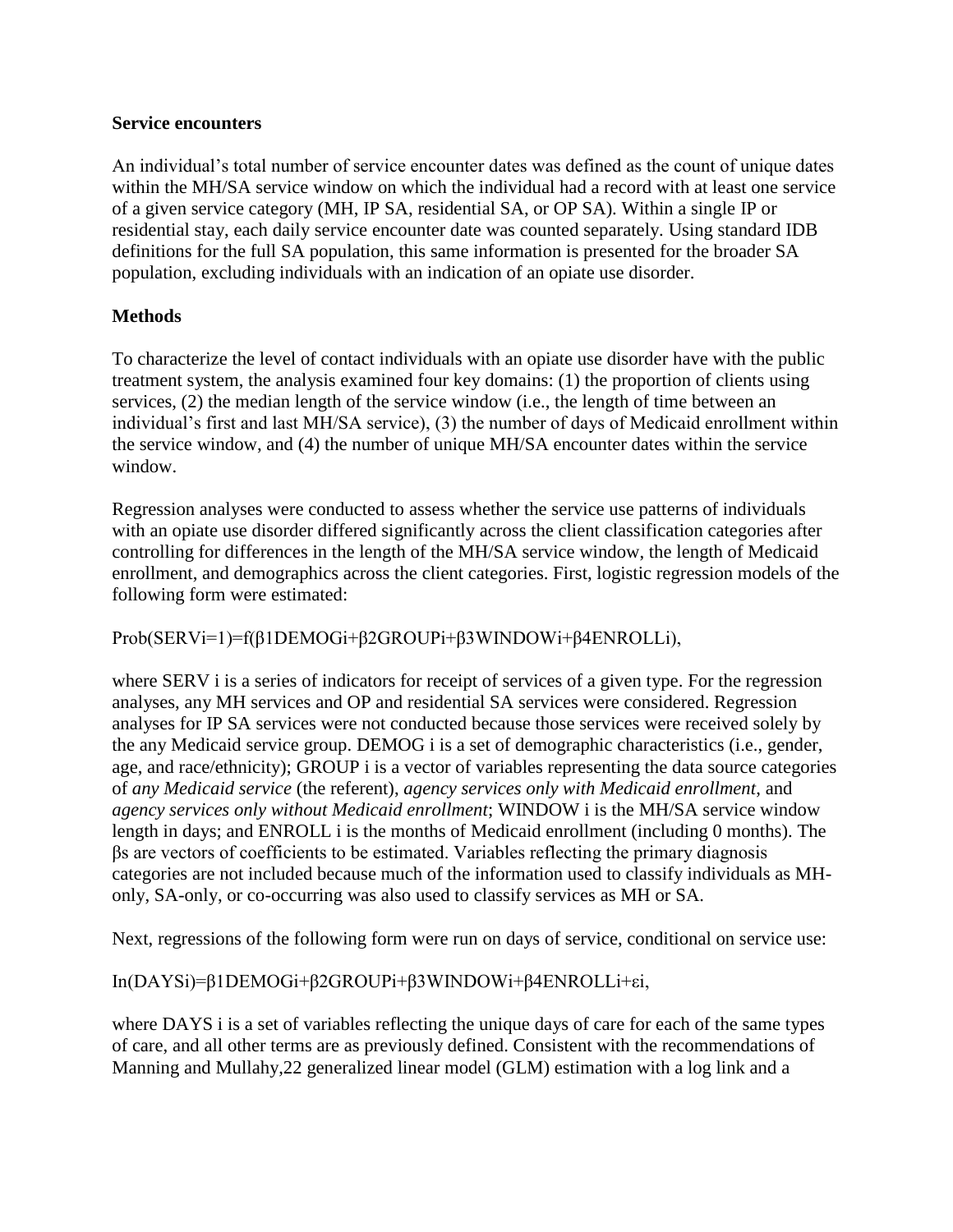### Service encounters

An individual's total number of service encounter dates was defined as the count of unique dates within the MH/SA service window on which the individual had a record with at least one service of a given service category (MH, IP SA, residential SA, or OP SA). Within a single IP or residential stay, each daily service encounter date was counted separately. Using standard IDB definitions for the full SA population, this same information is presented for the broader SA population, excluding individuals with an indication of an opiate use disorder.

### Methods

To characterize the level of contact individuals with an opiate use disorder have with the public treatment system, the analysis examined four key domains: (1) the proportion of clients using services, (2) the median length of the service window (i.e., the length of time between an individual's first and last MH/SA service), (3) the number of days of Medicaid enrollment within the service window, and (4) the number of unique MH/SA encounter dates within the service window.

Regression analyses were conducted to assess whether the service use patterns of individuals with an opiate use disorder differed significantly across the client classification categories after controlling for differences in the length of the MH/SA service window, the length of Medicaid enrollment, and demographics across the client categories. First, logistic regression models of the following form were estimated:

$$\text{Prob}(SERV_i=1)=f(\beta 1 DEMOG_i+\beta 2 GROUP_i+\beta 3 WINDOW_i+\beta 4 ENROLL_i),$$

where $SERV_i$ is a series of indicators for receipt of services of a given type. For the regression analyses, any MH services and OP and residential SA services were considered. Regression analyses for IP SA services were not conducted because those services were received solely by the any Medicaid service group. $DEMOG_i$ is a set of demographic characteristics (i.e., gender, age, and race/ethnicity); $GROUP_i$ is a vector of variables representing the data source categories of *any Medicaid service* (the referent), *agency services only with Medicaid enrollment*, and *agency services only without Medicaid enrollment*; $WINDOW_i$ is the MH/SA service window length in days; and $ENROLL_i$ is the months of Medicaid enrollment (including 0 months). The βs are vectors of coefficients to be estimated. Variables reflecting the primary diagnosis categories are not included because much of the information used to classify individuals as MH-only, SA-only, or co-occurring was also used to classify services as MH or SA.

Next, regressions of the following form were run on days of service, conditional on service use:

$$\ln(DAYS_i)=\beta 1 DEMOG_i+\beta 2 GROUP_i+\beta 3 WINDOW_i+\beta 4 ENROLL_i+\varepsilon_i,$$

where $DAYS_i$ is a set of variables reflecting the unique days of care for each of the same types of care, and all other terms are as previously defined. Consistent with the recommendations of Manning and Mullahy,[22] generalized linear model (GLM) estimation with a log link and a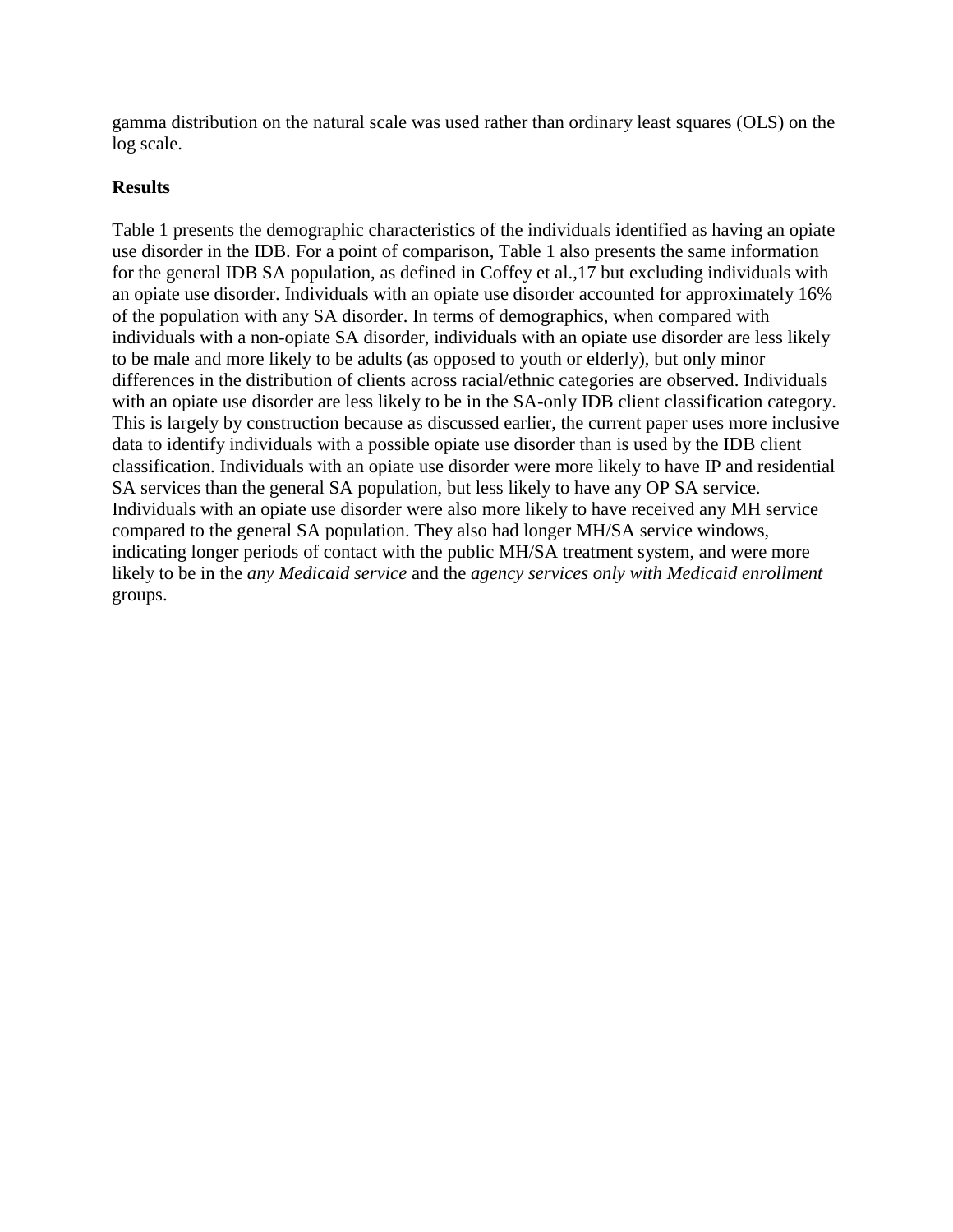gamma distribution on the natural scale was used rather than ordinary least squares (OLS) on the log scale.

## Results

Table 1 presents the demographic characteristics of the individuals identified as having an opiate use disorder in the IDB. For a point of comparison, Table 1 also presents the same information for the general IDB SA population, as defined in Coffey et al.,17 but excluding individuals with an opiate use disorder. Individuals with an opiate use disorder accounted for approximately 16% of the population with any SA disorder. In terms of demographics, when compared with individuals with a non-opiate SA disorder, individuals with an opiate use disorder are less likely to be male and more likely to be adults (as opposed to youth or elderly), but only minor differences in the distribution of clients across racial/ethnic categories are observed. Individuals with an opiate use disorder are less likely to be in the SA-only IDB client classification category. This is largely by construction because as discussed earlier, the current paper uses more inclusive data to identify individuals with a possible opiate use disorder than is used by the IDB client classification. Individuals with an opiate use disorder were more likely to have IP and residential SA services than the general SA population, but less likely to have any OP SA service. Individuals with an opiate use disorder were also more likely to have received any MH service compared to the general SA population. They also had longer MH/SA service windows, indicating longer periods of contact with the public MH/SA treatment system, and were more likely to be in the *any Medicaid service* and the *agency services only with Medicaid enrollment* groups.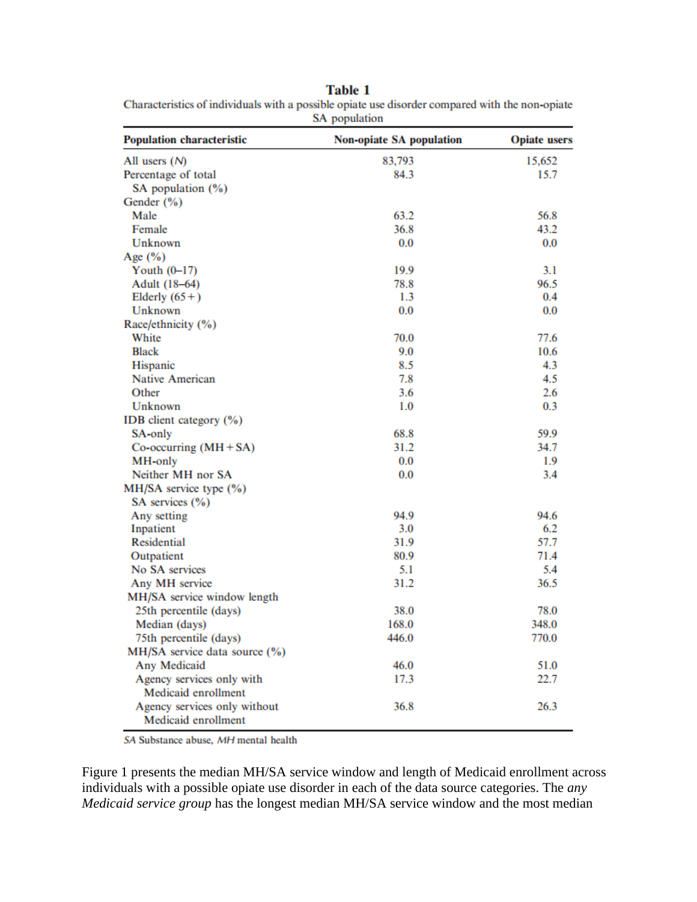**Table 1**
Characteristics of individuals with a possible opiate use disorder compared with the non-opiate SA population

| Population characteristic | Non-opiate SA population | Opiate users |
| --- | --- | --- |
| All users (*N*) | 83,793 | 15,652 |
| Percentage of total SA population (%) | 84.3 | 15.7 |
| Gender (%) | | |
| Male | 63.2 | 56.8 |
| Female | 36.8 | 43.2 |
| Unknown | 0.0 | 0.0 |
| Age (%) | | |
| Youth (0–17) | 19.9 | 3.1 |
| Adult (18–64) | 78.8 | 96.5 |
| Elderly (65+) | 1.3 | 0.4 |
| Unknown | 0.0 | 0.0 |
| Race/ethnicity (%) | | |
| White | 70.0 | 77.6 |
| Black | 9.0 | 10.6 |
| Hispanic | 8.5 | 4.3 |
| Native American | 7.8 | 4.5 |
| Other | 3.6 | 2.6 |
| Unknown | 1.0 | 0.3 |
| IDB client category (%) | | |
| SA-only | 68.8 | 59.9 |
| Co-occurring (MH + SA) | 31.2 | 34.7 |
| MH-only | 0.0 | 1.9 |
| Neither MH nor SA | 0.0 | 3.4 |
| MH/SA service type (%) | | |
| SA services (%) | | |
| Any setting | 94.9 | 94.6 |
| Inpatient | 3.0 | 6.2 |
| Residential | 31.9 | 57.7 |
| Outpatient | 80.9 | 71.4 |
| No SA services | 5.1 | 5.4 |
| Any MH service | 31.2 | 36.5 |
| MH/SA service window length | | |
| 25th percentile (days) | 38.0 | 78.0 |
| Median (days) | 168.0 | 348.0 |
| 75th percentile (days) | 446.0 | 770.0 |
| MH/SA service data source (%) | | |
| Any Medicaid | 46.0 | 51.0 |
| Agency services only with Medicaid enrollment | 17.3 | 22.7 |
| Agency services only without Medicaid enrollment | 36.8 | 26.3 |

*SA* Substance abuse, *MH* mental health

Figure 1 presents the median MH/SA service window and length of Medicaid enrollment across individuals with a possible opiate use disorder in each of the data source categories. The *any Medicaid service group* has the longest median MH/SA service window and the most median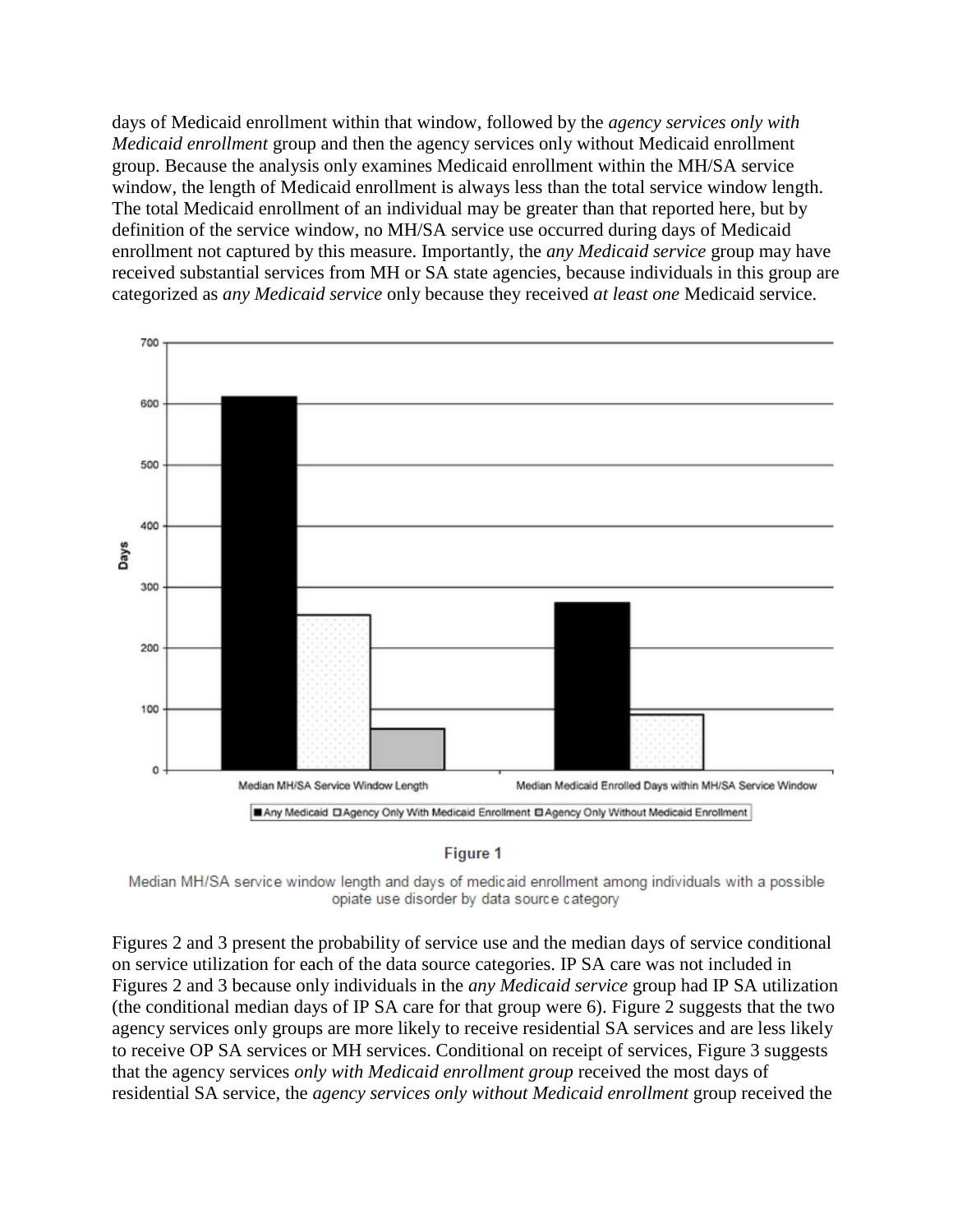days of Medicaid enrollment within that window, followed by the *agency services only with Medicaid enrollment* group and then the agency services only without Medicaid enrollment group. Because the analysis only examines Medicaid enrollment within the MH/SA service window, the length of Medicaid enrollment is always less than the total service window length. The total Medicaid enrollment of an individual may be greater than that reported here, but by definition of the service window, no MH/SA service use occurred during days of Medicaid enrollment not captured by this measure. Importantly, the *any Medicaid service* group may have received substantial services from MH or SA state agencies, because individuals in this group are categorized as *any Medicaid service* only because they received *at least one* Medicaid service.

**Figure 1**

Median MH/SA service window length and days of medicaid enrollment among individuals with a possible opiate use disorder by data source category

Figures 2 and 3 present the probability of service use and the median days of service conditional on service utilization for each of the data source categories. IP SA care was not included in Figures 2 and 3 because only individuals in the *any Medicaid service* group had IP SA utilization (the conditional median days of IP SA care for that group were 6). Figure 2 suggests that the two agency services only groups are more likely to receive residential SA services and are less likely to receive OP SA services or MH services. Conditional on receipt of services, Figure 3 suggests that the agency services *only with Medicaid enrollment group* received the most days of residential SA service, the *agency services only without Medicaid enrollment* group received the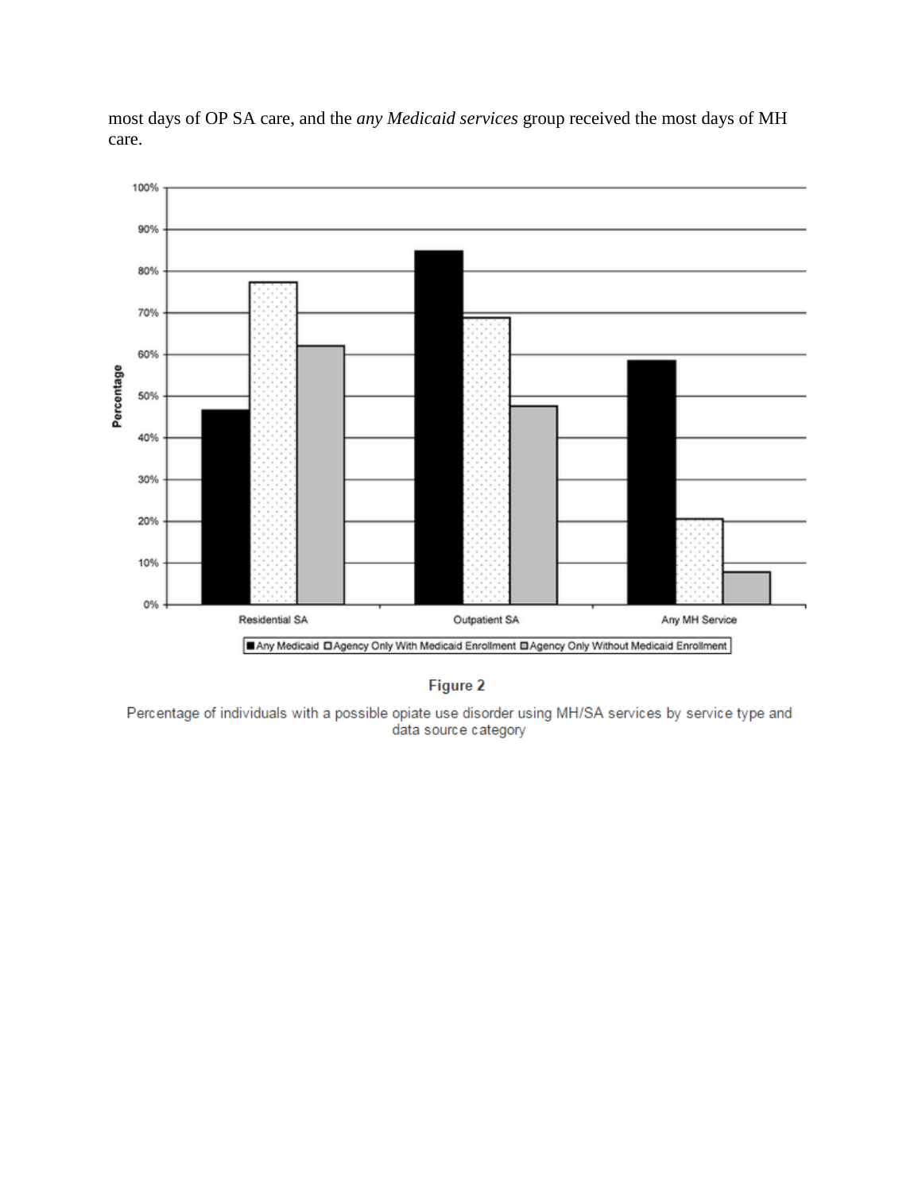most days of OP SA care, and the *any Medicaid services* group received the most days of MH care.

**Figure 2**

Percentage of individuals with a possible opiate use disorder using MH/SA services by service type and data source category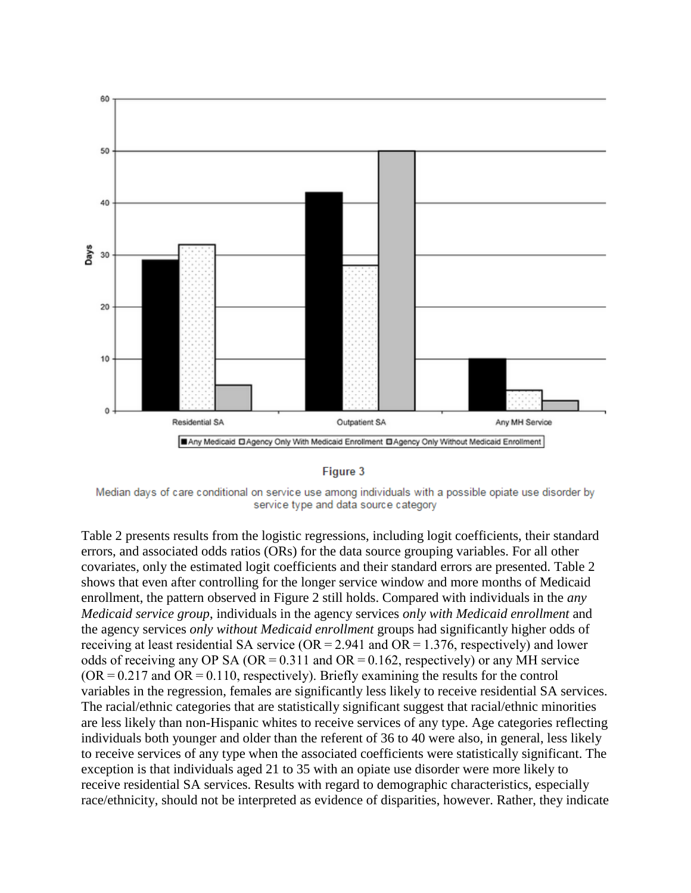Figure 3

Median days of care conditional on service use among individuals with a possible opiate use disorder by service type and data source category

Table 2 presents results from the logistic regressions, including logit coefficients, their standard errors, and associated odds ratios (ORs) for the data source grouping variables. For all other covariates, only the estimated logit coefficients and their standard errors are presented. Table 2 shows that even after controlling for the longer service window and more months of Medicaid enrollment, the pattern observed in Figure 2 still holds. Compared with individuals in the *any Medicaid service group*, individuals in the agency services *only with Medicaid enrollment* and the agency services *only without Medicaid enrollment* groups had significantly higher odds of receiving at least residential SA service (OR = 2.941 and OR = 1.376, respectively) and lower odds of receiving any OP SA (OR = 0.311 and OR = 0.162, respectively) or any MH service (OR = 0.217 and OR = 0.110, respectively). Briefly examining the results for the control variables in the regression, females are significantly less likely to receive residential SA services. The racial/ethnic categories that are statistically significant suggest that racial/ethnic minorities are less likely than non-Hispanic whites to receive services of any type. Age categories reflecting individuals both younger and older than the referent of 36 to 40 were also, in general, less likely to receive services of any type when the associated coefficients were statistically significant. The exception is that individuals aged 21 to 35 with an opiate use disorder were more likely to receive residential SA services. Results with regard to demographic characteristics, especially race/ethnicity, should not be interpreted as evidence of disparities, however. Rather, they indicate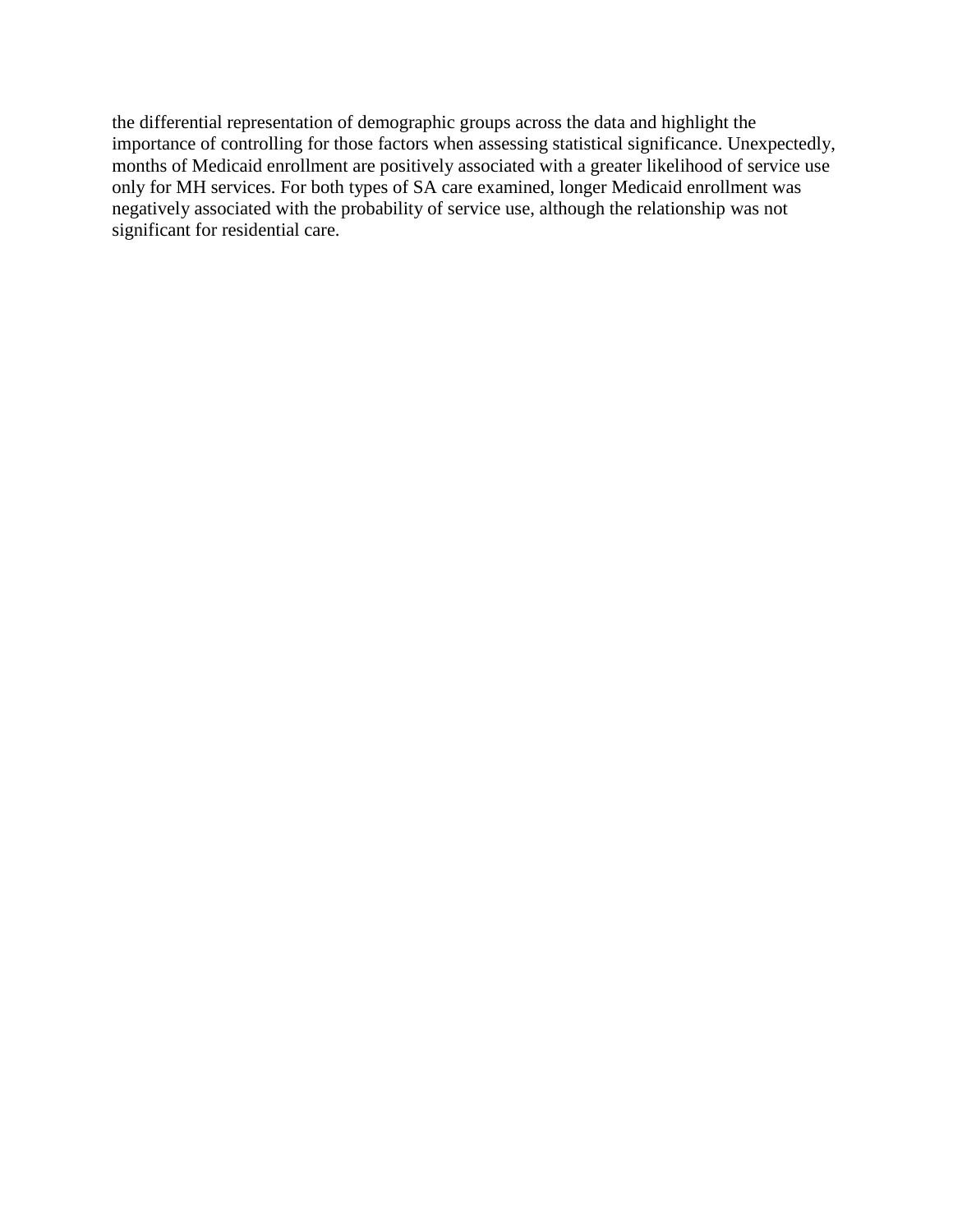the differential representation of demographic groups across the data and highlight the importance of controlling for those factors when assessing statistical significance. Unexpectedly, months of Medicaid enrollment are positively associated with a greater likelihood of service use only for MH services. For both types of SA care examined, longer Medicaid enrollment was negatively associated with the probability of service use, although the relationship was not significant for residential care.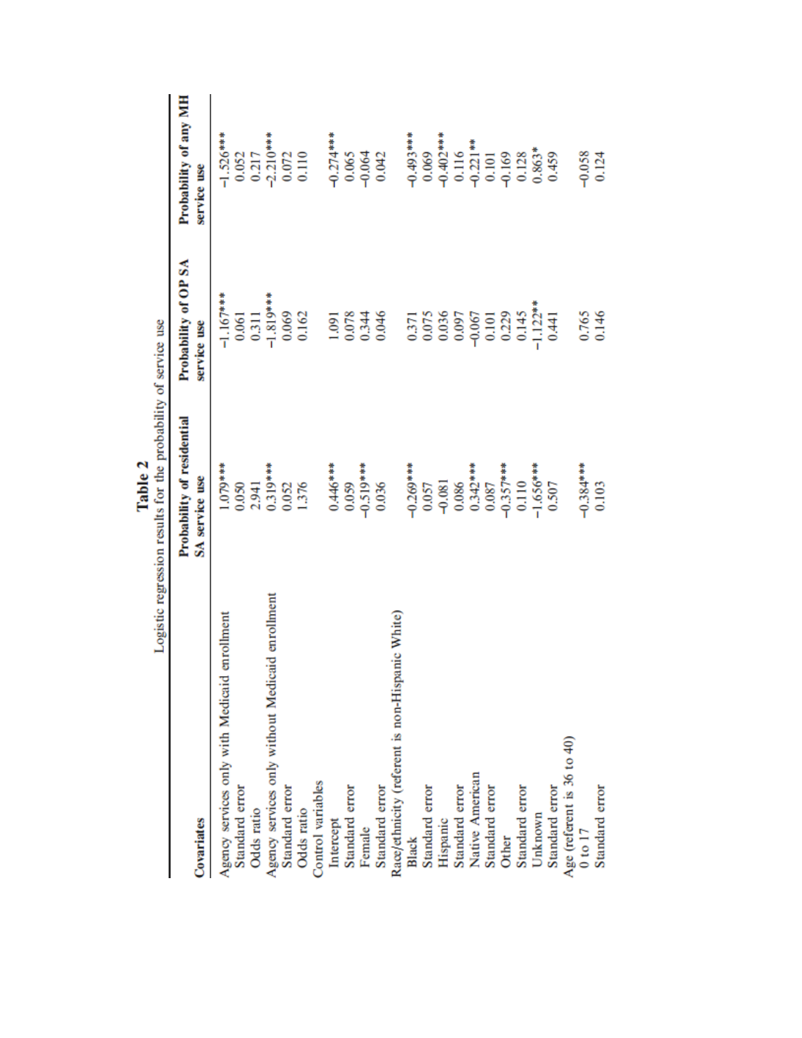**Table 2**

Logistic regression results for the probability of service use

| Covariates | Probability of residential SA service use | Probability of OP SA service use | Probability of any MH service use |
|---|---|---|---|
| Agency services only with Medicaid enrollment | 1.079*** | −1.167*** | −1.526*** |
| Standard error | 0.050 | 0.061 | 0.052 |
| Odds ratio | 2.941 | 0.311 | 0.217 |
| Agency services only without Medicaid enrollment | 0.319*** | −1.819*** | −2.210*** |
| Standard error | 0.052 | 0.069 | 0.072 |
| Odds ratio | 1.376 | 0.162 | 0.110 |
| Control variables | | | |
| Intercept | 0.446*** | 1.091 | −0.274*** |
| Standard error | 0.059 | 0.078 | 0.065 |
| Female | −0.519*** | 0.344 | −0.064 |
| Standard error | 0.036 | 0.046 | 0.042 |
| Race/ethnicity (referent is non-Hispanic White) | | | |
| Black | −0.269*** | 0.371 | −0.493*** |
| Standard error | 0.057 | 0.075 | 0.069 |
| Hispanic | −0.081 | 0.036 | −0.402*** |
| Standard error | 0.086 | 0.097 | 0.116 |
| Native American | 0.342*** | −0.067 | −0.221** |
| Standard error | 0.087 | 0.101 | 0.101 |
| Other | −0.357*** | 0.229 | −0.169 |
| Standard error | 0.110 | 0.145 | 0.128 |
| Unknown | −1.656*** | −1.122** | 0.863* |
| Standard error | 0.507 | 0.441 | 0.459 |
| Age (referent is 36 to 40) | | | |
| 0 to 17 | −0.384*** | 0.765 | −0.058 |
| Standard error | 0.103 | 0.146 | 0.124 |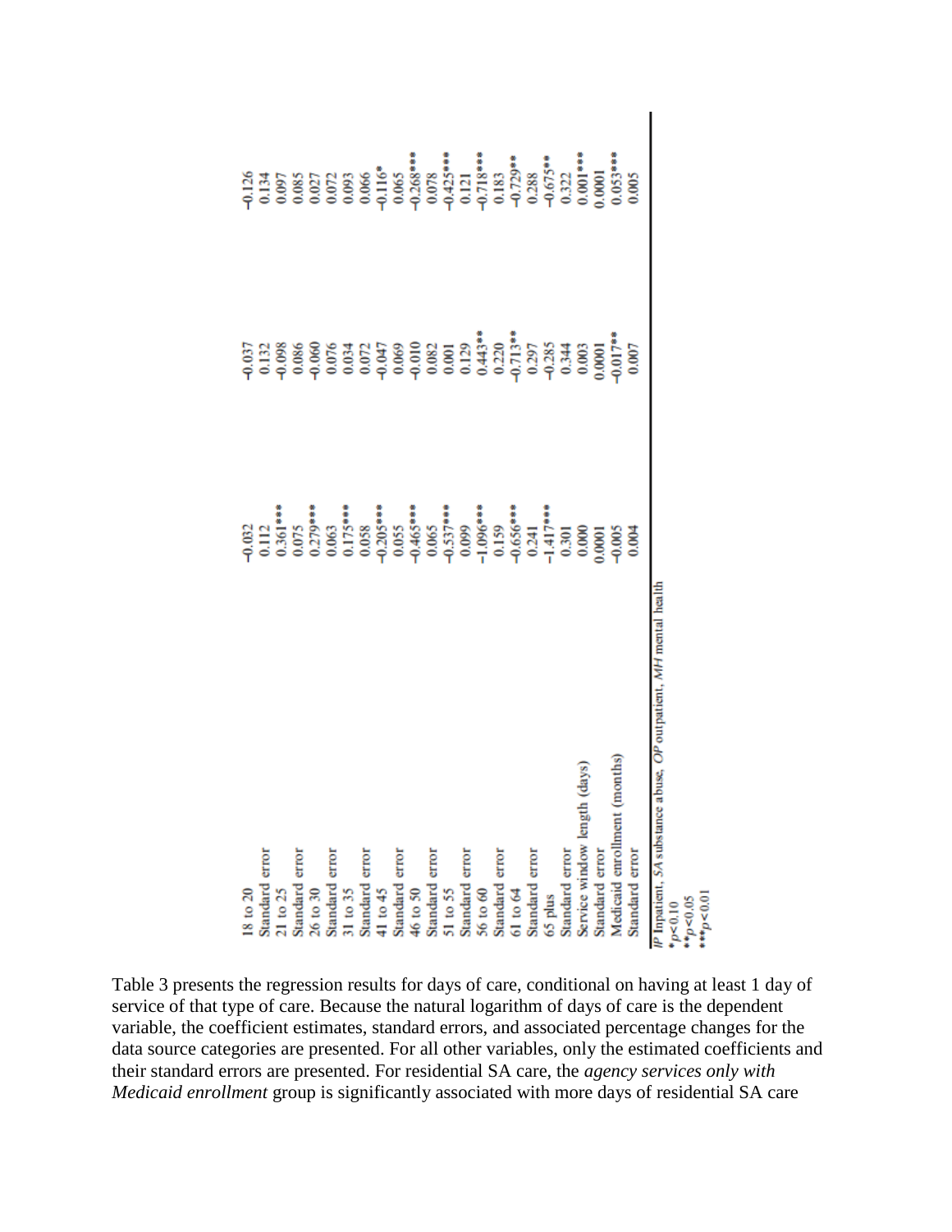| | | | |
|---|---|---|---|
| 18 to 20 | −0.032 | −0.037 | −0.126 |
| Standard error | 0.112 | 0.132 | 0.134 |
| 21 to 25 | 0.361*** | −0.098 | 0.097 |
| Standard error | 0.075 | 0.086 | 0.085 |
| 26 to 30 | 0.279*** | −0.060 | 0.027 |
| Standard error | 0.063 | 0.076 | 0.072 |
| 31 to 35 | 0.175*** | 0.034 | 0.093 |
| Standard error | 0.058 | 0.072 | 0.066 |
| 41 to 45 | −0.205*** | −0.047 | −0.116* |
| Standard error | 0.055 | 0.069 | 0.065 |
| 46 to 50 | −0.465*** | −0.010 | −0.268*** |
| Standard error | 0.065 | 0.082 | 0.078 |
| 51 to 55 | −0.537*** | 0.001 | −0.425*** |
| Standard error | 0.099 | 0.129 | 0.121 |
| 56 to 60 | −1.096*** | 0.443** | −0.718*** |
| Standard error | 0.159 | 0.220 | 0.183 |
| 61 to 64 | −0.656*** | −0.713** | −0.729** |
| Standard error | 0.241 | 0.297 | 0.288 |
| 65 plus | −1.417*** | −0.285 | −0.675** |
| Standard error | 0.301 | 0.344 | 0.322 |
| Service window length (days) | 0.000 | 0.003 | 0.001*** |
| Standard error | 0.0001 | 0.0001 | 0.0001 |
| Medicaid enrollment (months) | −0.005 | −0.017** | 0.053*** |
| Standard error | 0.004 | 0.007 | 0.005 |

*IP* Inpatient, *SA* substance abuse, *OP* outpatient, *MH* mental health

*$p<0.10$

**$p<0.05$

***$p<0.01$

Table 3 presents the regression results for days of care, conditional on having at least 1 day of service of that type of care. Because the natural logarithm of days of care is the dependent variable, the coefficient estimates, standard errors, and associated percentage changes for the data source categories are presented. For all other variables, only the estimated coefficients and their standard errors are presented. For residential SA care, the *agency services only with Medicaid enrollment* group is significantly associated with more days of residential SA care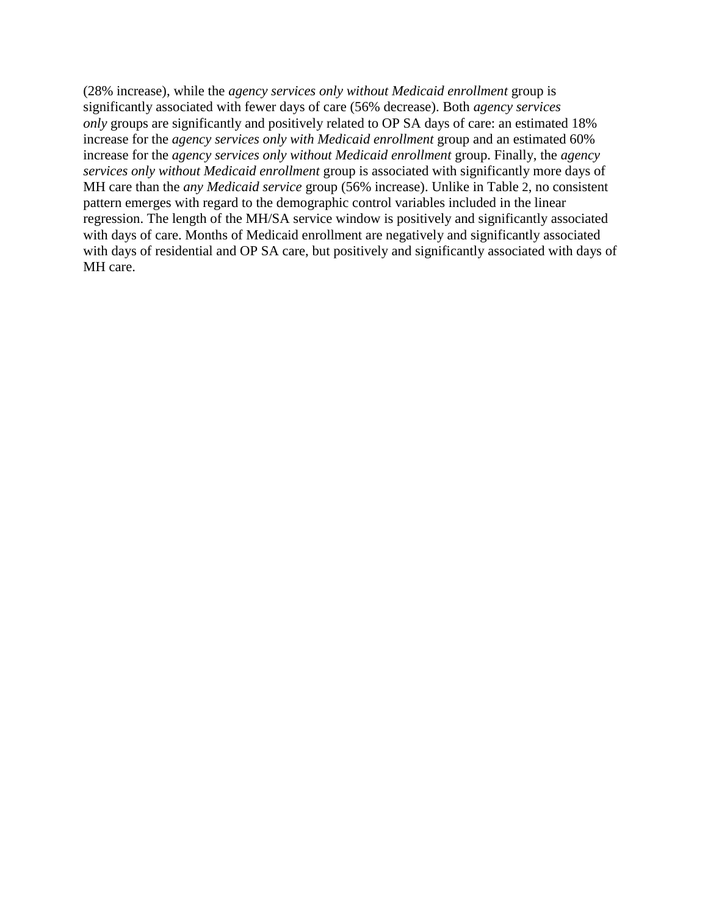(28% increase), while the *agency services only without Medicaid enrollment* group is significantly associated with fewer days of care (56% decrease). Both *agency services only* groups are significantly and positively related to OP SA days of care: an estimated 18% increase for the *agency services only with Medicaid enrollment* group and an estimated 60% increase for the *agency services only without Medicaid enrollment* group. Finally, the *agency services only without Medicaid enrollment* group is associated with significantly more days of MH care than the *any Medicaid service* group (56% increase). Unlike in Table 2, no consistent pattern emerges with regard to the demographic control variables included in the linear regression. The length of the MH/SA service window is positively and significantly associated with days of care. Months of Medicaid enrollment are negatively and significantly associated with days of residential and OP SA care, but positively and significantly associated with days of MH care.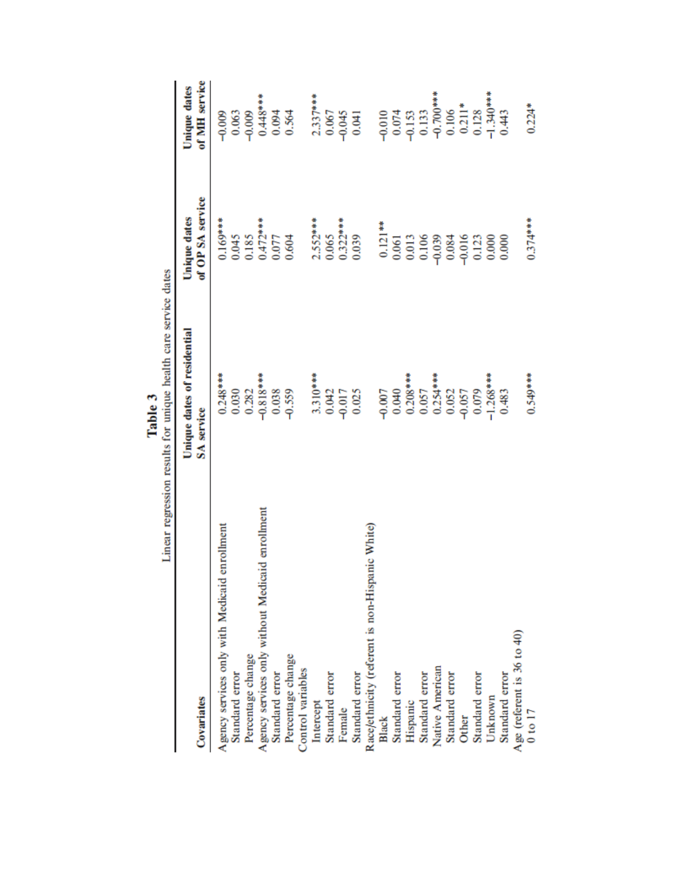**Table 3**

Linear regression results for unique health care service dates

| Covariates | Unique dates of residential SA service | Unique dates of OP SA service | Unique dates of MH service |
|---|---|---|---|
| Agency services only with Medicaid enrollment | 0.248*** | 0.169*** | −0.009 |
| Standard error | 0.030 | 0.045 | 0.063 |
| Percentage change | 0.282 | 0.185 | −0.009 |
| Agency services only without Medicaid enrollment | −0.818*** | 0.472*** | 0.448*** |
| Standard error | 0.038 | 0.077 | 0.094 |
| Percentage change | −0.559 | 0.604 | 0.564 |
| Control variables | | | |
| Intercept | 3.310*** | 2.552*** | 2.337*** |
| Standard error | 0.042 | 0.065 | 0.067 |
| Female | −0.017 | 0.322*** | −0.045 |
| Standard error | 0.025 | 0.039 | 0.041 |
| Race/ethnicity (referent is non-Hispanic White) | | | |
| Black | −0.007 | 0.121** | −0.010 |
| Standard error | 0.040 | 0.061 | 0.074 |
| Hispanic | 0.208*** | 0.013 | −0.153 |
| Standard error | 0.057 | 0.106 | 0.133 |
| Native American | 0.254*** | −0.039 | −0.700*** |
| Standard error | 0.052 | 0.084 | 0.106 |
| Other | −0.057 | −0.016 | 0.211* |
| Standard error | 0.079 | 0.123 | 0.128 |
| Unknown | −1.268*** | 0.000 | −1.340*** |
| Standard error | 0.483 | 0.000 | 0.443 |
| Age (referent is 36 to 40) | | | |
| 0 to 17 | 0.549*** | 0.374*** | 0.224* |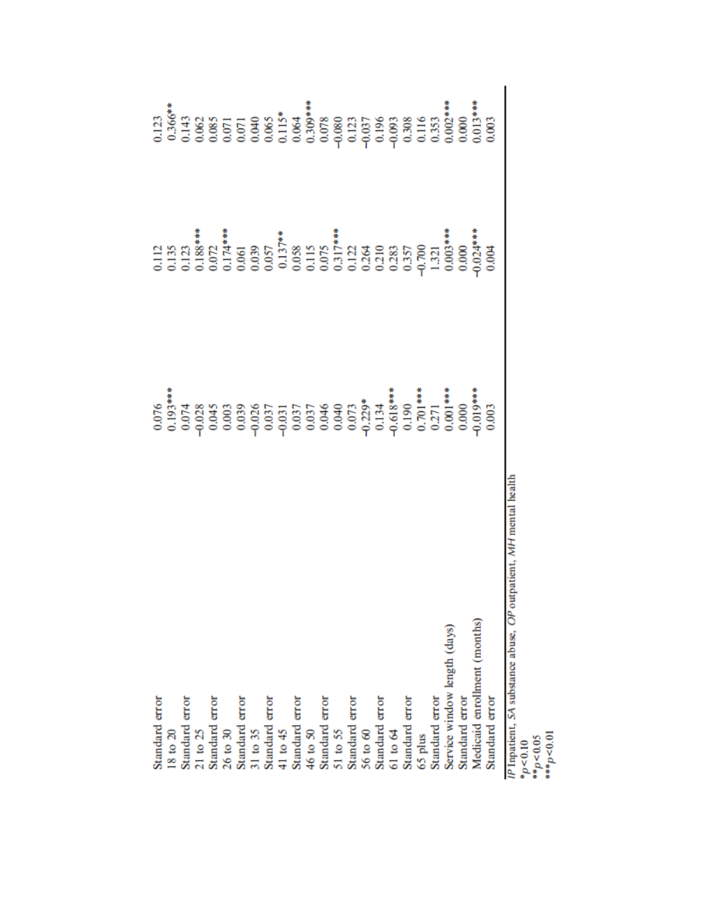| | | | |
|---|---|---|---|
| Standard error | 0.076 | 0.112 | 0.123 |
| 18 to 20 | 0.193*** | 0.135 | 0.366** |
| Standard error | 0.074 | 0.123 | 0.143 |
| 21 to 25 | −0.028 | 0.188*** | 0.062 |
| Standard error | 0.045 | 0.072 | 0.085 |
| 26 to 30 | 0.003 | 0.174*** | 0.071 |
| Standard error | 0.039 | 0.061 | 0.071 |
| 31 to 35 | −0.026 | 0.039 | 0.040 |
| Standard error | 0.037 | 0.057 | 0.065 |
| 41 to 45 | −0.031 | 0.137** | 0.115* |
| Standard error | 0.037 | 0.058 | 0.064 |
| 46 to 50 | 0.037 | 0.115 | 0.309*** |
| Standard error | 0.046 | 0.075 | 0.078 |
| 51 to 55 | 0.040 | 0.317*** | −0.080 |
| Standard error | 0.073 | 0.122 | 0.123 |
| 56 to 60 | −0.229* | 0.264 | −0.037 |
| Standard error | 0.134 | 0.210 | 0.196 |
| 61 to 64 | −0.618*** | 0.283 | −0.093 |
| Standard error | 0.190 | 0.357 | 0.308 |
| 65 plus | 0.701*** | −0.700 | 0.116 |
| Standard error | 0.271 | 1.321 | 0.353 |
| Service window length (days) | 0.001*** | 0.003*** | 0.002*** |
| Standard error | 0.000 | 0.000 | 0.000 |
| Medicaid enrollment (months) | −0.019*** | −0.024*** | 0.013*** |
| Standard error | 0.003 | 0.004 | 0.003 |

*IP* Inpatient, *SA* substance abuse, *OP* outpatient, *MH* mental health

\* $p < 0.10$

\*\* $p < 0.05$

\*\*\* $p < 0.01$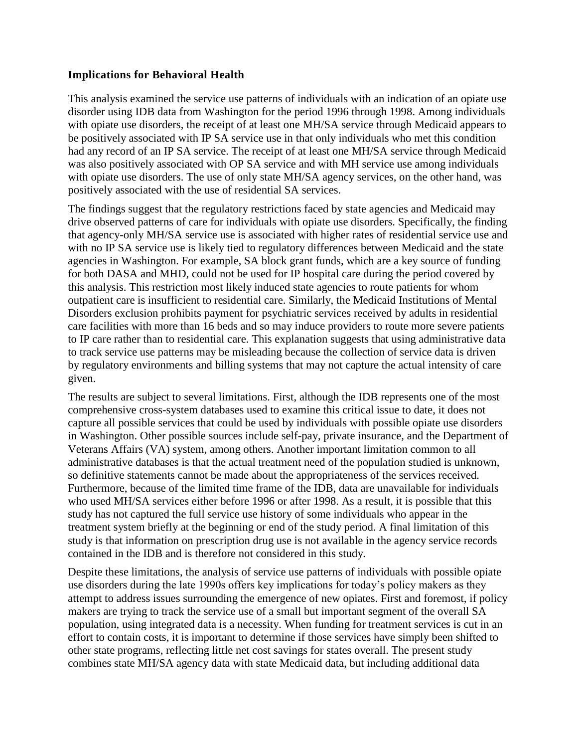### Implications for Behavioral Health

This analysis examined the service use patterns of individuals with an indication of an opiate use disorder using IDB data from Washington for the period 1996 through 1998. Among individuals with opiate use disorders, the receipt of at least one MH/SA service through Medicaid appears to be positively associated with IP SA service use in that only individuals who met this condition had any record of an IP SA service. The receipt of at least one MH/SA service through Medicaid was also positively associated with OP SA service and with MH service use among individuals with opiate use disorders. The use of only state MH/SA agency services, on the other hand, was positively associated with the use of residential SA services.

The findings suggest that the regulatory restrictions faced by state agencies and Medicaid may drive observed patterns of care for individuals with opiate use disorders. Specifically, the finding that agency-only MH/SA service use is associated with higher rates of residential service use and with no IP SA service use is likely tied to regulatory differences between Medicaid and the state agencies in Washington. For example, SA block grant funds, which are a key source of funding for both DASA and MHD, could not be used for IP hospital care during the period covered by this analysis. This restriction most likely induced state agencies to route patients for whom outpatient care is insufficient to residential care. Similarly, the Medicaid Institutions of Mental Disorders exclusion prohibits payment for psychiatric services received by adults in residential care facilities with more than 16 beds and so may induce providers to route more severe patients to IP care rather than to residential care. This explanation suggests that using administrative data to track service use patterns may be misleading because the collection of service data is driven by regulatory environments and billing systems that may not capture the actual intensity of care given.

The results are subject to several limitations. First, although the IDB represents one of the most comprehensive cross-system databases used to examine this critical issue to date, it does not capture all possible services that could be used by individuals with possible opiate use disorders in Washington. Other possible sources include self-pay, private insurance, and the Department of Veterans Affairs (VA) system, among others. Another important limitation common to all administrative databases is that the actual treatment need of the population studied is unknown, so definitive statements cannot be made about the appropriateness of the services received. Furthermore, because of the limited time frame of the IDB, data are unavailable for individuals who used MH/SA services either before 1996 or after 1998. As a result, it is possible that this study has not captured the full service use history of some individuals who appear in the treatment system briefly at the beginning or end of the study period. A final limitation of this study is that information on prescription drug use is not available in the agency service records contained in the IDB and is therefore not considered in this study.

Despite these limitations, the analysis of service use patterns of individuals with possible opiate use disorders during the late 1990s offers key implications for today's policy makers as they attempt to address issues surrounding the emergence of new opiates. First and foremost, if policy makers are trying to track the service use of a small but important segment of the overall SA population, using integrated data is a necessity. When funding for treatment services is cut in an effort to contain costs, it is important to determine if those services have simply been shifted to other state programs, reflecting little net cost savings for states overall. The present study combines state MH/SA agency data with state Medicaid data, but including additional data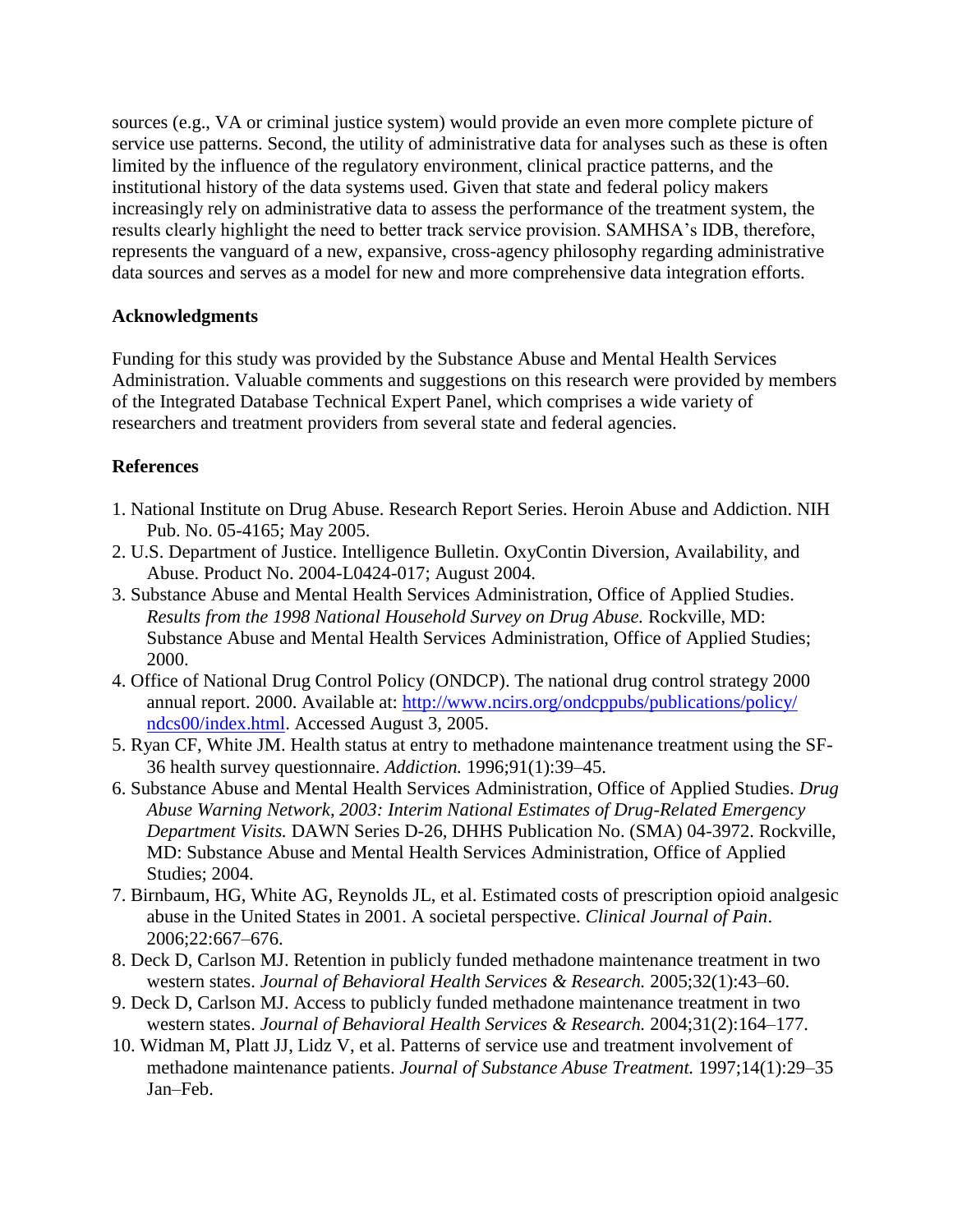sources (e.g., VA or criminal justice system) would provide an even more complete picture of service use patterns. Second, the utility of administrative data for analyses such as these is often limited by the influence of the regulatory environment, clinical practice patterns, and the institutional history of the data systems used. Given that state and federal policy makers increasingly rely on administrative data to assess the performance of the treatment system, the results clearly highlight the need to better track service provision. SAMHSA's IDB, therefore, represents the vanguard of a new, expansive, cross-agency philosophy regarding administrative data sources and serves as a model for new and more comprehensive data integration efforts.

## Acknowledgments

Funding for this study was provided by the Substance Abuse and Mental Health Services Administration. Valuable comments and suggestions on this research were provided by members of the Integrated Database Technical Expert Panel, which comprises a wide variety of researchers and treatment providers from several state and federal agencies.

## References

1. National Institute on Drug Abuse. Research Report Series. Heroin Abuse and Addiction. NIH Pub. No. 05-4165; May 2005.
2. U.S. Department of Justice. Intelligence Bulletin. OxyContin Diversion, Availability, and Abuse. Product No. 2004-L0424-017; August 2004.
3. Substance Abuse and Mental Health Services Administration, Office of Applied Studies. *Results from the 1998 National Household Survey on Drug Abuse.* Rockville, MD: Substance Abuse and Mental Health Services Administration, Office of Applied Studies; 2000.
4. Office of National Drug Control Policy (ONDCP). The national drug control strategy 2000 annual report. 2000. Available at: http://www.ncirs.org/ondcppubs/publications/policy/ndcs00/index.html. Accessed August 3, 2005.
5. Ryan CF, White JM. Health status at entry to methadone maintenance treatment using the SF-36 health survey questionnaire. *Addiction.* 1996;91(1):39–45.
6. Substance Abuse and Mental Health Services Administration, Office of Applied Studies. *Drug Abuse Warning Network, 2003: Interim National Estimates of Drug-Related Emergency Department Visits.* DAWN Series D-26, DHHS Publication No. (SMA) 04-3972. Rockville, MD: Substance Abuse and Mental Health Services Administration, Office of Applied Studies; 2004.
7. Birnbaum, HG, White AG, Reynolds JL, et al. Estimated costs of prescription opioid analgesic abuse in the United States in 2001. A societal perspective. *Clinical Journal of Pain*. 2006;22:667–676.
8. Deck D, Carlson MJ. Retention in publicly funded methadone maintenance treatment in two western states. *Journal of Behavioral Health Services & Research.* 2005;32(1):43–60.
9. Deck D, Carlson MJ. Access to publicly funded methadone maintenance treatment in two western states. *Journal of Behavioral Health Services & Research.* 2004;31(2):164–177.
10. Widman M, Platt JJ, Lidz V, et al. Patterns of service use and treatment involvement of methadone maintenance patients. *Journal of Substance Abuse Treatment.* 1997;14(1):29–35 Jan–Feb.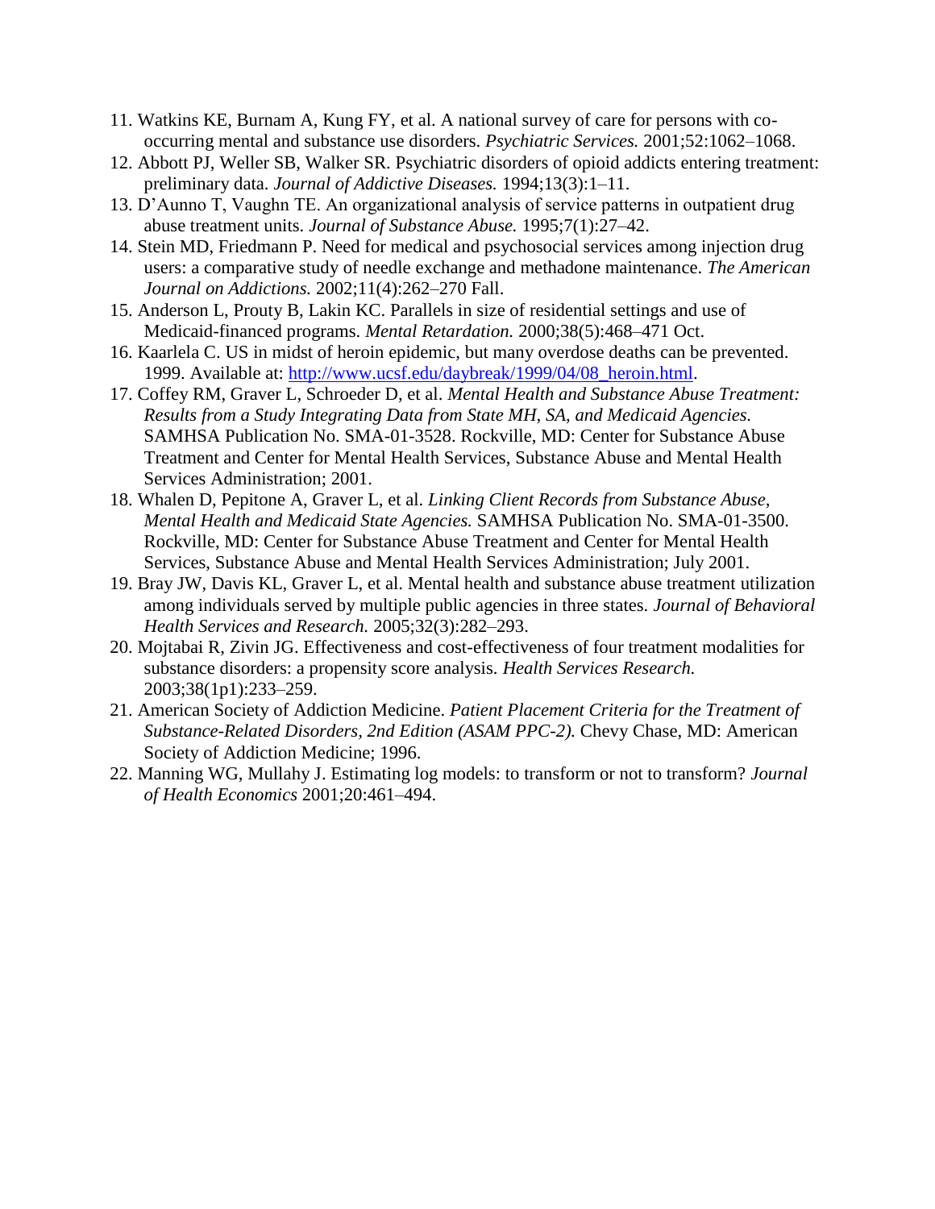11. Watkins KE, Burnam A, Kung FY, et al. A national survey of care for persons with co-occurring mental and substance use disorders. *Psychiatric Services.* 2001;52:1062–1068.
12. Abbott PJ, Weller SB, Walker SR. Psychiatric disorders of opioid addicts entering treatment: preliminary data. *Journal of Addictive Diseases.* 1994;13(3):1–11.
13. D'Aunno T, Vaughn TE. An organizational analysis of service patterns in outpatient drug abuse treatment units. *Journal of Substance Abuse.* 1995;7(1):27–42.
14. Stein MD, Friedmann P. Need for medical and psychosocial services among injection drug users: a comparative study of needle exchange and methadone maintenance. *The American Journal on Addictions.* 2002;11(4):262–270 Fall.
15. Anderson L, Prouty B, Lakin KC. Parallels in size of residential settings and use of Medicaid-financed programs. *Mental Retardation.* 2000;38(5):468–471 Oct.
16. Kaarlela C. US in midst of heroin epidemic, but many overdose deaths can be prevented. 1999. Available at: [http://www.ucsf.edu/daybreak/1999/04/08_heroin.html](http://www.ucsf.edu/daybreak/1999/04/08_heroin.html).
17. Coffey RM, Graver L, Schroeder D, et al. *Mental Health and Substance Abuse Treatment: Results from a Study Integrating Data from State MH, SA, and Medicaid Agencies.* SAMHSA Publication No. SMA-01-3528. Rockville, MD: Center for Substance Abuse Treatment and Center for Mental Health Services, Substance Abuse and Mental Health Services Administration; 2001.
18. Whalen D, Pepitone A, Graver L, et al. *Linking Client Records from Substance Abuse, Mental Health and Medicaid State Agencies.* SAMHSA Publication No. SMA-01-3500. Rockville, MD: Center for Substance Abuse Treatment and Center for Mental Health Services, Substance Abuse and Mental Health Services Administration; July 2001.
19. Bray JW, Davis KL, Graver L, et al. Mental health and substance abuse treatment utilization among individuals served by multiple public agencies in three states. *Journal of Behavioral Health Services and Research.* 2005;32(3):282–293.
20. Mojtabai R, Zivin JG. Effectiveness and cost-effectiveness of four treatment modalities for substance disorders: a propensity score analysis. *Health Services Research.* 2003;38(1p1):233–259.
21. American Society of Addiction Medicine. *Patient Placement Criteria for the Treatment of Substance-Related Disorders, 2nd Edition (ASAM PPC-2).* Chevy Chase, MD: American Society of Addiction Medicine; 1996.
22. Manning WG, Mullahy J. Estimating log models: to transform or not to transform? *Journal of Health Economics* 2001;20:461–494.